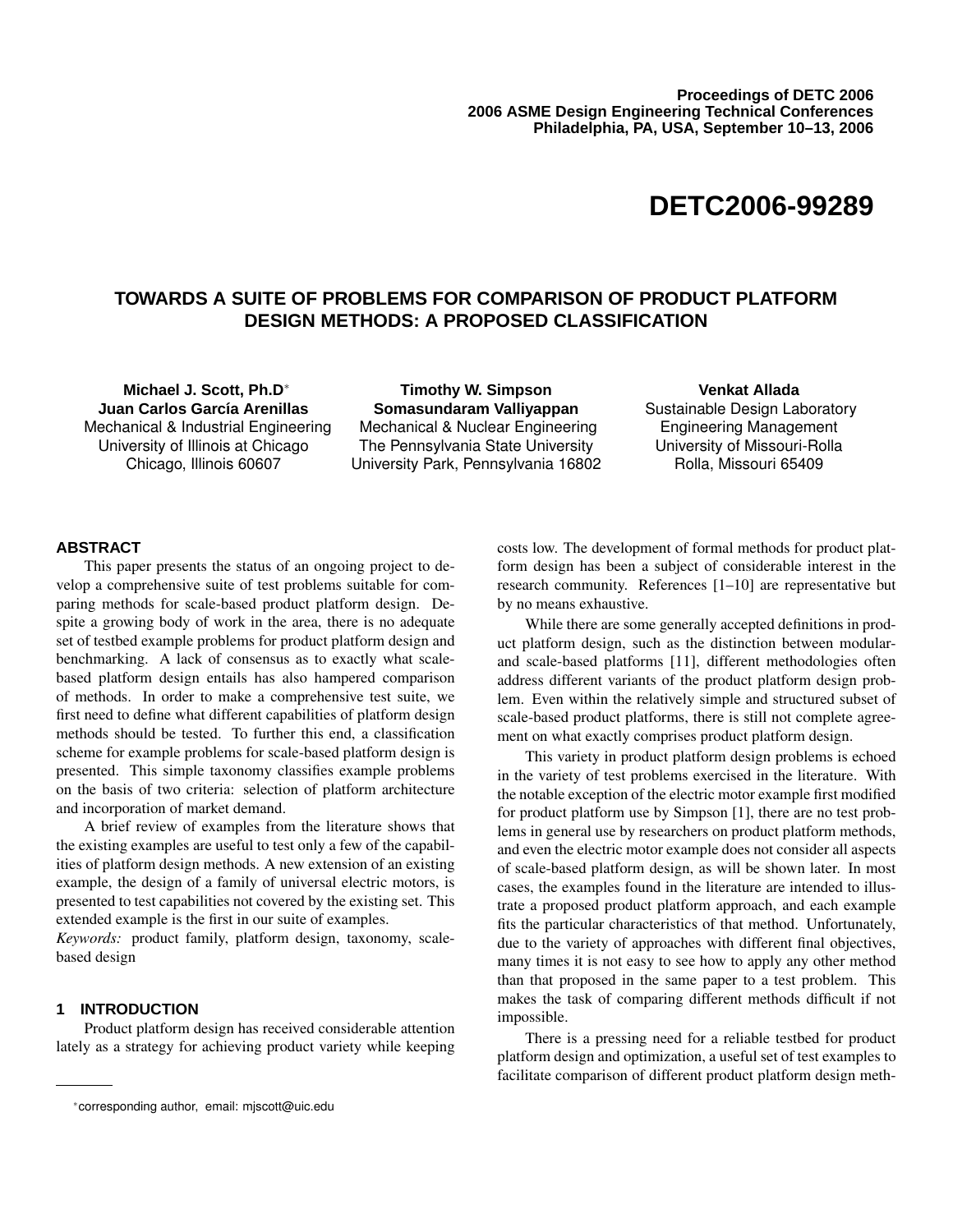Proceedings of DETC 2006
2006 ASME Design Engineering Technical Conferences
Philadelphia, PA, USA, September 10–13, 2006

# DETC2006-99289

## TOWARDS A SUITE OF PROBLEMS FOR COMPARISON OF PRODUCT PLATFORM DESIGN METHODS: A PROPOSED CLASSIFICATION

**Michael J. Scott, Ph.D***
**Juan Carlos García Arenillas**
Mechanical & Industrial Engineering
University of Illinois at Chicago
Chicago, Illinois 60607

**Timothy W. Simpson**
**Somasundaram Valliyappan**
Mechanical & Nuclear Engineering
The Pennsylvania State University
University Park, Pennsylvania 16802

**Venkat Allada**
Sustainable Design Laboratory
Engineering Management
University of Missouri-Rolla
Rolla, Missouri 65409

### ABSTRACT

This paper presents the status of an ongoing project to develop a comprehensive suite of test problems suitable for comparing methods for scale-based product platform design. Despite a growing body of work in the area, there is no adequate set of testbed example problems for product platform design and benchmarking. A lack of consensus as to exactly what scale-based platform design entails has also hampered comparison of methods. In order to make a comprehensive test suite, we first need to define what different capabilities of platform design methods should be tested. To further this end, a classification scheme for example problems for scale-based platform design is presented. This simple taxonomy classifies example problems on the basis of two criteria: selection of platform architecture and incorporation of market demand.

A brief review of examples from the literature shows that the existing examples are useful to test only a few of the capabilities of platform design methods. A new extension of an existing example, the design of a family of universal electric motors, is presented to test capabilities not covered by the existing set. This extended example is the first in our suite of examples.

*Keywords:* product family, platform design, taxonomy, scale-based design

### 1 INTRODUCTION

Product platform design has received considerable attention lately as a strategy for achieving product variety while keeping costs low. The development of formal methods for product platform design has been a subject of considerable interest in the research community. References [1–10] are representative but by no means exhaustive.

While there are some generally accepted definitions in product platform design, such as the distinction between modular- and scale-based platforms [11], different methodologies often address different variants of the product platform design problem. Even within the relatively simple and structured subset of scale-based product platforms, there is still not complete agreement on what exactly comprises product platform design.

This variety in product platform design problems is echoed in the variety of test problems exercised in the literature. With the notable exception of the electric motor example first modified for product platform use by Simpson [1], there are no test problems in general use by researchers on product platform methods, and even the electric motor example does not consider all aspects of scale-based platform design, as will be shown later. In most cases, the examples found in the literature are intended to illustrate a proposed product platform approach, and each example fits the particular characteristics of that method. Unfortunately, due to the variety of approaches with different final objectives, many times it is not easy to see how to apply any other method than that proposed in the same paper to a test problem. This makes the task of comparing different methods difficult if not impossible.

There is a pressing need for a reliable testbed for product platform design and optimization, a useful set of test examples to facilitate comparison of different product platform design meth-

*corresponding author, email: mjscott@uic.edu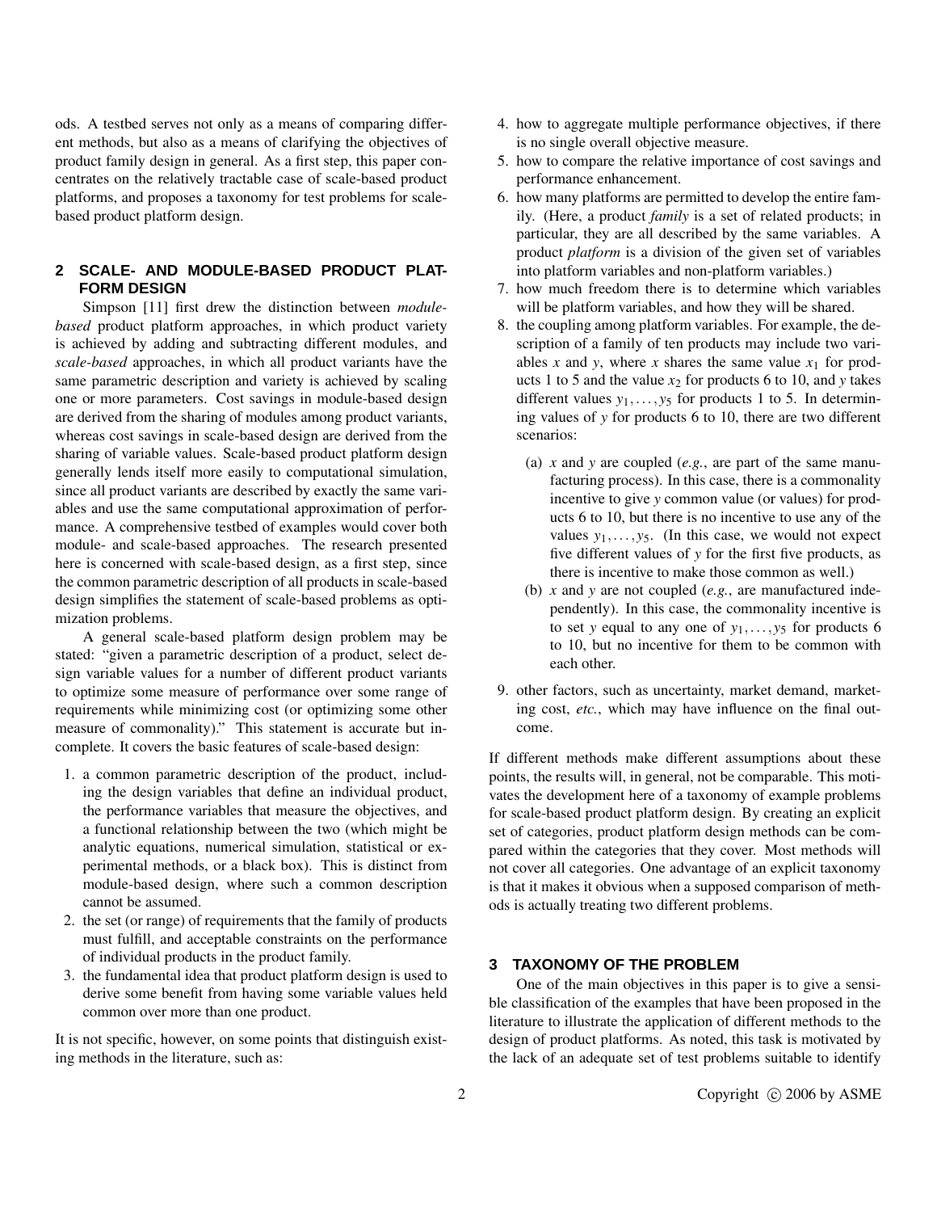ods. A testbed serves not only as a means of comparing different methods, but also as a means of clarifying the objectives of product family design in general. As a first step, this paper concentrates on the relatively tractable case of scale-based product platforms, and proposes a taxonomy for test problems for scale-based product platform design.

## 2 SCALE- AND MODULE-BASED PRODUCT PLATFORM DESIGN

Simpson [11] first drew the distinction between *module-based* product platform approaches, in which product variety is achieved by adding and subtracting different modules, and *scale-based* approaches, in which all product variants have the same parametric description and variety is achieved by scaling one or more parameters. Cost savings in module-based design are derived from the sharing of modules among product variants, whereas cost savings in scale-based design are derived from the sharing of variable values. Scale-based product platform design generally lends itself more easily to computational simulation, since all product variants are described by exactly the same variables and use the same computational approximation of performance. A comprehensive testbed of examples would cover both module- and scale-based approaches. The research presented here is concerned with scale-based design, as a first step, since the common parametric description of all products in scale-based design simplifies the statement of scale-based problems as optimization problems.

A general scale-based platform design problem may be stated: "given a parametric description of a product, select design variable values for a number of different product variants to optimize some measure of performance over some range of requirements while minimizing cost (or optimizing some other measure of commonality)." This statement is accurate but incomplete. It covers the basic features of scale-based design:

1. a common parametric description of the product, including the design variables that define an individual product, the performance variables that measure the objectives, and a functional relationship between the two (which might be analytic equations, numerical simulation, statistical or experimental methods, or a black box). This is distinct from module-based design, where such a common description cannot be assumed.
2. the set (or range) of requirements that the family of products must fulfill, and acceptable constraints on the performance of individual products in the product family.
3. the fundamental idea that product platform design is used to derive some benefit from having some variable values held common over more than one product.

It is not specific, however, on some points that distinguish existing methods in the literature, such as:

4. how to aggregate multiple performance objectives, if there is no single overall objective measure.
5. how to compare the relative importance of cost savings and performance enhancement.
6. how many platforms are permitted to develop the entire family. (Here, a product *family* is a set of related products; in particular, they are all described by the same variables. A product *platform* is a division of the given set of variables into platform variables and non-platform variables.)
7. how much freedom there is to determine which variables will be platform variables, and how they will be shared.
8. the coupling among platform variables. For example, the description of a family of ten products may include two variables $x$ and $y$, where $x$ shares the same value $x_1$ for products 1 to 5 and the value $x_2$ for products 6 to 10, and $y$ takes different values $y_1, \dots, y_5$ for products 1 to 5. In determining values of $y$ for products 6 to 10, there are two different scenarios:
   (a) $x$ and $y$ are coupled (*e.g.*, are part of the same manufacturing process). In this case, there is a commonality incentive to give $y$ common value (or values) for products 6 to 10, but there is no incentive to use any of the values $y_1, \dots, y_5$. (In this case, we would not expect five different values of $y$ for the first five products, as there is incentive to make those common as well.)
   (b) $x$ and $y$ are not coupled (*e.g.*, are manufactured independently). In this case, the commonality incentive is to set $y$ equal to any one of $y_1, \dots, y_5$ for products 6 to 10, but no incentive for them to be common with each other.
9. other factors, such as uncertainty, market demand, marketing cost, *etc.*, which may have influence on the final outcome.

If different methods make different assumptions about these points, the results will, in general, not be comparable. This motivates the development here of a taxonomy of example problems for scale-based product platform design. By creating an explicit set of categories, product platform design methods can be compared within the categories that they cover. Most methods will not cover all categories. One advantage of an explicit taxonomy is that it makes it obvious when a supposed comparison of methods is actually treating two different problems.

## 3 TAXONOMY OF THE PROBLEM

One of the main objectives in this paper is to give a sensible classification of the examples that have been proposed in the literature to illustrate the application of different methods to the design of product platforms. As noted, this task is motivated by the lack of an adequate set of test problems suitable to identify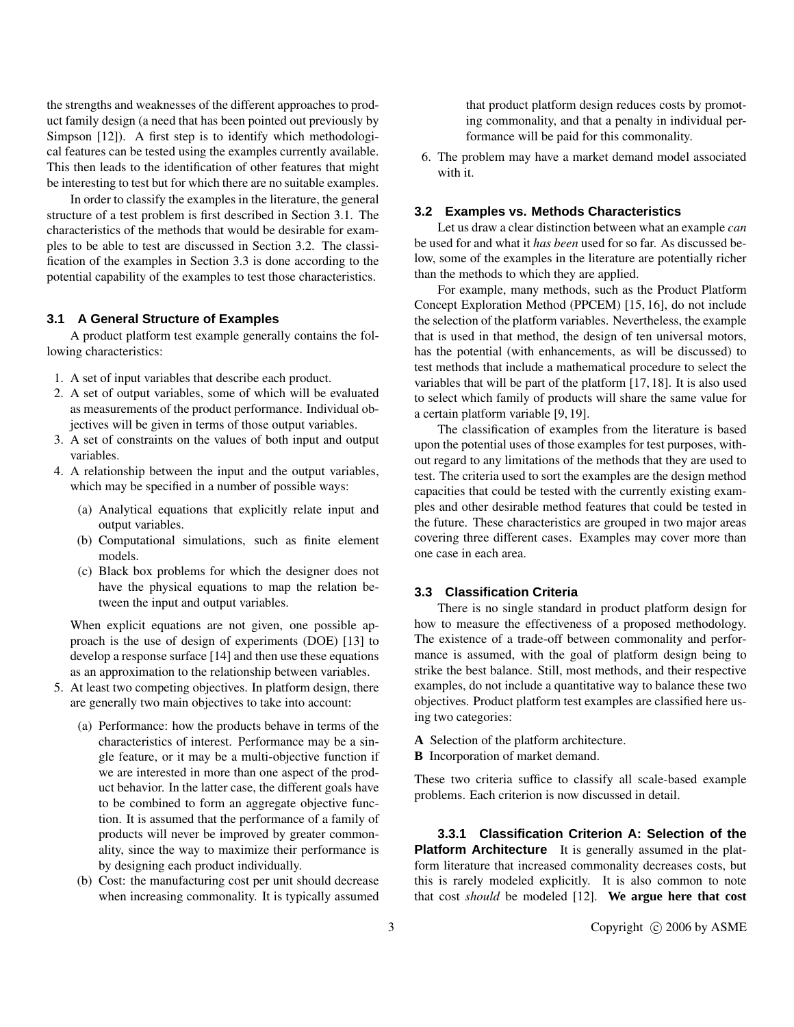the strengths and weaknesses of the different approaches to product family design (a need that has been pointed out previously by Simpson [12]). A first step is to identify which methodological features can be tested using the examples currently available. This then leads to the identification of other features that might be interesting to test but for which there are no suitable examples.

In order to classify the examples in the literature, the general structure of a test problem is first described in Section 3.1. The characteristics of the methods that would be desirable for examples to be able to test are discussed in Section 3.2. The classification of the examples in Section 3.3 is done according to the potential capability of the examples to test those characteristics.

### 3.1 A General Structure of Examples

A product platform test example generally contains the following characteristics:

1. A set of input variables that describe each product.
2. A set of output variables, some of which will be evaluated as measurements of the product performance. Individual objectives will be given in terms of those output variables.
3. A set of constraints on the values of both input and output variables.
4. A relationship between the input and the output variables, which may be specified in a number of possible ways:
   (a) Analytical equations that explicitly relate input and output variables.
   (b) Computational simulations, such as finite element models.
   (c) Black box problems for which the designer does not have the physical equations to map the relation between the input and output variables.

   When explicit equations are not given, one possible approach is the use of design of experiments (DOE) [13] to develop a response surface [14] and then use these equations as an approximation to the relationship between variables.
5. At least two competing objectives. In platform design, there are generally two main objectives to take into account:
   (a) Performance: how the products behave in terms of the characteristics of interest. Performance may be a single feature, or it may be a multi-objective function if we are interested in more than one aspect of the product behavior. In the latter case, the different goals have to be combined to form an aggregate objective function. It is assumed that the performance of a family of products will never be improved by greater commonality, since the way to maximize their performance is by designing each product individually.
   (b) Cost: the manufacturing cost per unit should decrease when increasing commonality. It is typically assumed that product platform design reduces costs by promoting commonality, and that a penalty in individual performance will be paid for this commonality.
6. The problem may have a market demand model associated with it.

### 3.2 Examples vs. Methods Characteristics

Let us draw a clear distinction between what an example *can* be used for and what it *has been* used for so far. As discussed below, some of the examples in the literature are potentially richer than the methods to which they are applied.

For example, many methods, such as the Product Platform Concept Exploration Method (PPCEM) [15, 16], do not include the selection of the platform variables. Nevertheless, the example that is used in that method, the design of ten universal motors, has the potential (with enhancements, as will be discussed) to test methods that include a mathematical procedure to select the variables that will be part of the platform [17, 18]. It is also used to select which family of products will share the same value for a certain platform variable [9, 19].

The classification of examples from the literature is based upon the potential uses of those examples for test purposes, without regard to any limitations of the methods that they are used to test. The criteria used to sort the examples are the design method capacities that could be tested with the currently existing examples and other desirable method features that could be tested in the future. These characteristics are grouped in two major areas covering three different cases. Examples may cover more than one case in each area.

### 3.3 Classification Criteria

There is no single standard in product platform design for how to measure the effectiveness of a proposed methodology. The existence of a trade-off between commonality and performance is assumed, with the goal of platform design being to strike the best balance. Still, most methods, and their respective examples, do not include a quantitative way to balance these two objectives. Product platform test examples are classified here using two categories:

**A** Selection of the platform architecture.
**B** Incorporation of market demand.

These two criteria suffice to classify all scale-based example problems. Each criterion is now discussed in detail.

#### 3.3.1 Classification Criterion A: Selection of the Platform Architecture

It is generally assumed in the platform literature that increased commonality decreases costs, but this is rarely modeled explicitly. It is also common to note that cost *should* be modeled [12]. **We argue here that cost**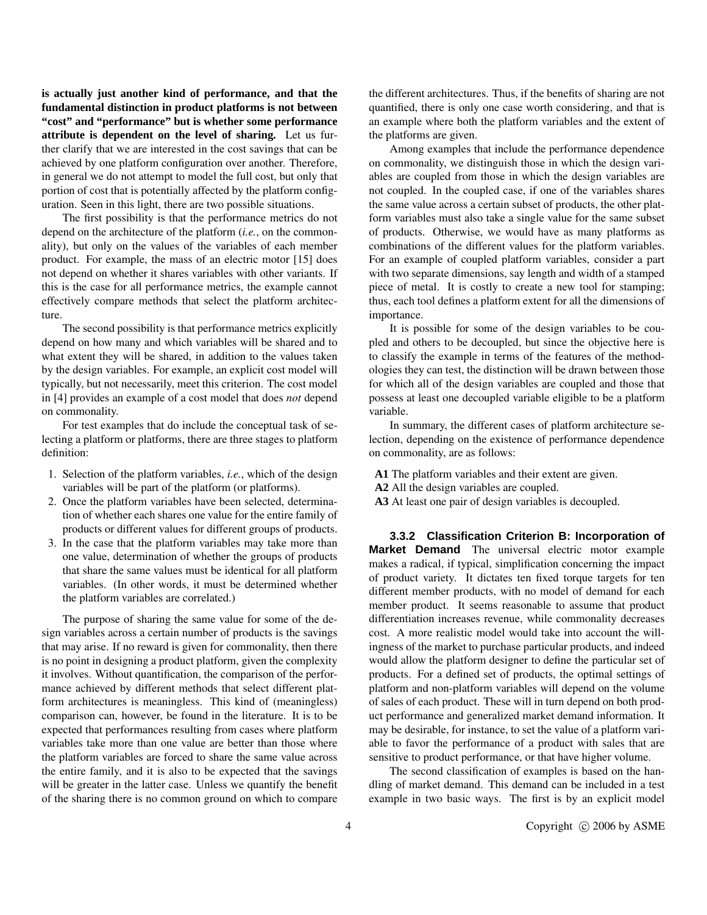**is actually just another kind of performance, and that the fundamental distinction in product platforms is not between "cost" and "performance" but is whether some performance attribute is dependent on the level of sharing.** Let us further clarify that we are interested in the cost savings that can be achieved by one platform configuration over another. Therefore, in general we do not attempt to model the full cost, but only that portion of cost that is potentially affected by the platform configuration. Seen in this light, there are two possible situations.

The first possibility is that the performance metrics do not depend on the architecture of the platform (*i.e.*, on the commonality), but only on the values of the variables of each member product. For example, the mass of an electric motor [15] does not depend on whether it shares variables with other variants. If this is the case for all performance metrics, the example cannot effectively compare methods that select the platform architecture.

The second possibility is that performance metrics explicitly depend on how many and which variables will be shared and to what extent they will be shared, in addition to the values taken by the design variables. For example, an explicit cost model will typically, but not necessarily, meet this criterion. The cost model in [4] provides an example of a cost model that does *not* depend on commonality.

For test examples that do include the conceptual task of selecting a platform or platforms, there are three stages to platform definition:

1. Selection of the platform variables, *i.e.*, which of the design variables will be part of the platform (or platforms).
2. Once the platform variables have been selected, determination of whether each shares one value for the entire family of products or different values for different groups of products.
3. In the case that the platform variables may take more than one value, determination of whether the groups of products that share the same values must be identical for all platform variables. (In other words, it must be determined whether the platform variables are correlated.)

The purpose of sharing the same value for some of the design variables across a certain number of products is the savings that may arise. If no reward is given for commonality, then there is no point in designing a product platform, given the complexity it involves. Without quantification, the comparison of the performance achieved by different methods that select different platform architectures is meaningless. This kind of (meaningless) comparison can, however, be found in the literature. It is to be expected that performances resulting from cases where platform variables take more than one value are better than those where the platform variables are forced to share the same value across the entire family, and it is also to be expected that the savings will be greater in the latter case. Unless we quantify the benefit of the sharing there is no common ground on which to compare the different architectures. Thus, if the benefits of sharing are not quantified, there is only one case worth considering, and that is an example where both the platform variables and the extent of the platforms are given.

Among examples that include the performance dependence on commonality, we distinguish those in which the design variables are coupled from those in which the design variables are not coupled. In the coupled case, if one of the variables shares the same value across a certain subset of products, the other platform variables must also take a single value for the same subset of products. Otherwise, we would have as many platforms as combinations of the different values for the platform variables. For an example of coupled platform variables, consider a part with two separate dimensions, say length and width of a stamped piece of metal. It is costly to create a new tool for stamping; thus, each tool defines a platform extent for all the dimensions of importance.

It is possible for some of the design variables to be coupled and others to be decoupled, but since the objective here is to classify the example in terms of the features of the methodologies they can test, the distinction will be drawn between those for which all of the design variables are coupled and those that possess at least one decoupled variable eligible to be a platform variable.

In summary, the different cases of platform architecture selection, depending on the existence of performance dependence on commonality, are as follows:

**A1** The platform variables and their extent are given.
**A2** All the design variables are coupled.
**A3** At least one pair of design variables is decoupled.

#### 3.3.2 Classification Criterion B: Incorporation of Market Demand

The universal electric motor example makes a radical, if typical, simplification concerning the impact of product variety. It dictates ten fixed torque targets for ten different member products, with no model of demand for each member product. It seems reasonable to assume that product differentiation increases revenue, while commonality decreases cost. A more realistic model would take into account the willingness of the market to purchase particular products, and indeed would allow the platform designer to define the particular set of products. For a defined set of products, the optimal settings of platform and non-platform variables will depend on the volume of sales of each product. These will in turn depend on both product performance and generalized market demand information. It may be desirable, for instance, to set the value of a platform variable to favor the performance of a product with sales that are sensitive to product performance, or that have higher volume.

The second classification of examples is based on the handling of market demand. This demand can be included in a test example in two basic ways. The first is by an explicit model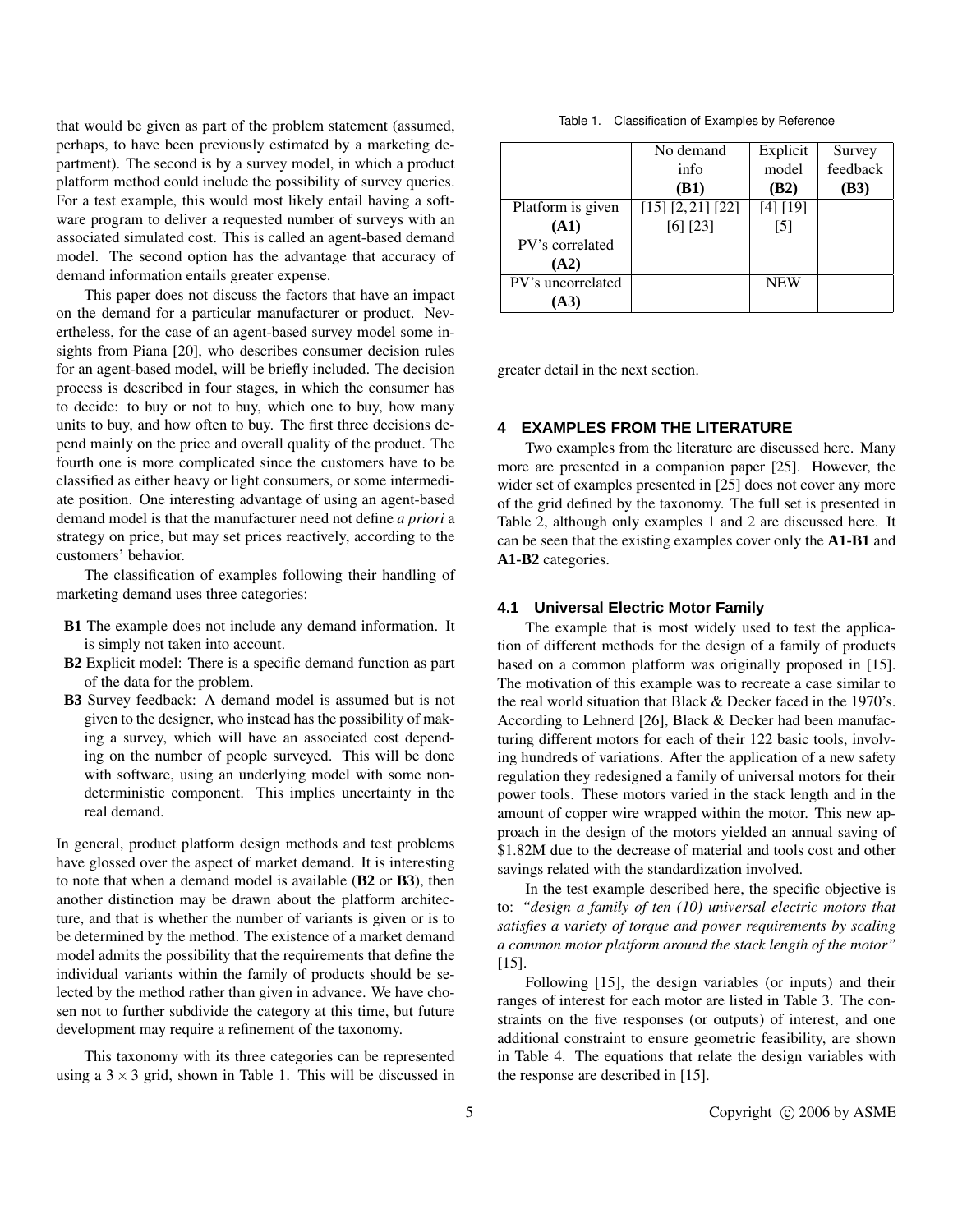that would be given as part of the problem statement (assumed, perhaps, to have been previously estimated by a marketing department). The second is by a survey model, in which a product platform method could include the possibility of survey queries. For a test example, this would most likely entail having a software program to deliver a requested number of surveys with an associated simulated cost. This is called an agent-based demand model. The second option has the advantage that accuracy of demand information entails greater expense.

This paper does not discuss the factors that have an impact on the demand for a particular manufacturer or product. Nevertheless, for the case of an agent-based survey model some insights from Piana [20], who describes consumer decision rules for an agent-based model, will be briefly included. The decision process is described in four stages, in which the consumer has to decide: to buy or not to buy, which one to buy, how many units to buy, and how often to buy. The first three decisions depend mainly on the price and overall quality of the product. The fourth one is more complicated since the customers have to be classified as either heavy or light consumers, or some intermediate position. One interesting advantage of using an agent-based demand model is that the manufacturer need not define *a priori* a strategy on price, but may set prices reactively, according to the customers' behavior.

The classification of examples following their handling of marketing demand uses three categories:

- **B1** The example does not include any demand information. It is simply not taken into account.
- **B2** Explicit model: There is a specific demand function as part of the data for the problem.
- **B3** Survey feedback: A demand model is assumed but is not given to the designer, who instead has the possibility of making a survey, which will have an associated cost depending on the number of people surveyed. This will be done with software, using an underlying model with some non-deterministic component. This implies uncertainty in the real demand.

In general, product platform design methods and test problems have glossed over the aspect of market demand. It is interesting to note that when a demand model is available (**B2** or **B3**), then another distinction may be drawn about the platform architecture, and that is whether the number of variants is given or is to be determined by the method. The existence of a market demand model admits the possibility that the requirements that define the individual variants within the family of products should be selected by the method rather than given in advance. We have chosen not to further subdivide the category at this time, but future development may require a refinement of the taxonomy.

This taxonomy with its three categories can be represented using a $3 \times 3$ grid, shown in Table 1. This will be discussed in greater detail in the next section.

Table 1. Classification of Examples by Reference

| | No demand info **(B1)** | Explicit model **(B2)** | Survey feedback **(B3)** |
|---|---|---|---|
| Platform is given **(A1)** | [15] [2, 21] [22] [6] [23] | [4] [19] [5] | |
| PV's correlated **(A2)** | | | |
| PV's uncorrelated **(A3)** | | NEW | |

## 4 EXAMPLES FROM THE LITERATURE

Two examples from the literature are discussed here. Many more are presented in a companion paper [25]. However, the wider set of examples presented in [25] does not cover any more of the grid defined by the taxonomy. The full set is presented in Table 2, although only examples 1 and 2 are discussed here. It can be seen that the existing examples cover only the **A1-B1** and **A1-B2** categories.

### 4.1 Universal Electric Motor Family

The example that is most widely used to test the application of different methods for the design of a family of products based on a common platform was originally proposed in [15]. The motivation of this example was to recreate a case similar to the real world situation that Black & Decker faced in the 1970's. According to Lehnerd [26], Black & Decker had been manufacturing different motors for each of their 122 basic tools, involving hundreds of variations. After the application of a new safety regulation they redesigned a family of universal motors for their power tools. These motors varied in the stack length and in the amount of copper wire wrapped within the motor. This new approach in the design of the motors yielded an annual saving of \$1.82M due to the decrease of material and tools cost and other savings related with the standardization involved.

In the test example described here, the specific objective is to: *"design a family of ten (10) universal electric motors that satisfies a variety of torque and power requirements by scaling a common motor platform around the stack length of the motor"* [15].

Following [15], the design variables (or inputs) and their ranges of interest for each motor are listed in Table 3. The constraints on the five responses (or outputs) of interest, and one additional constraint to ensure geometric feasibility, are shown in Table 4. The equations that relate the design variables with the response are described in [15].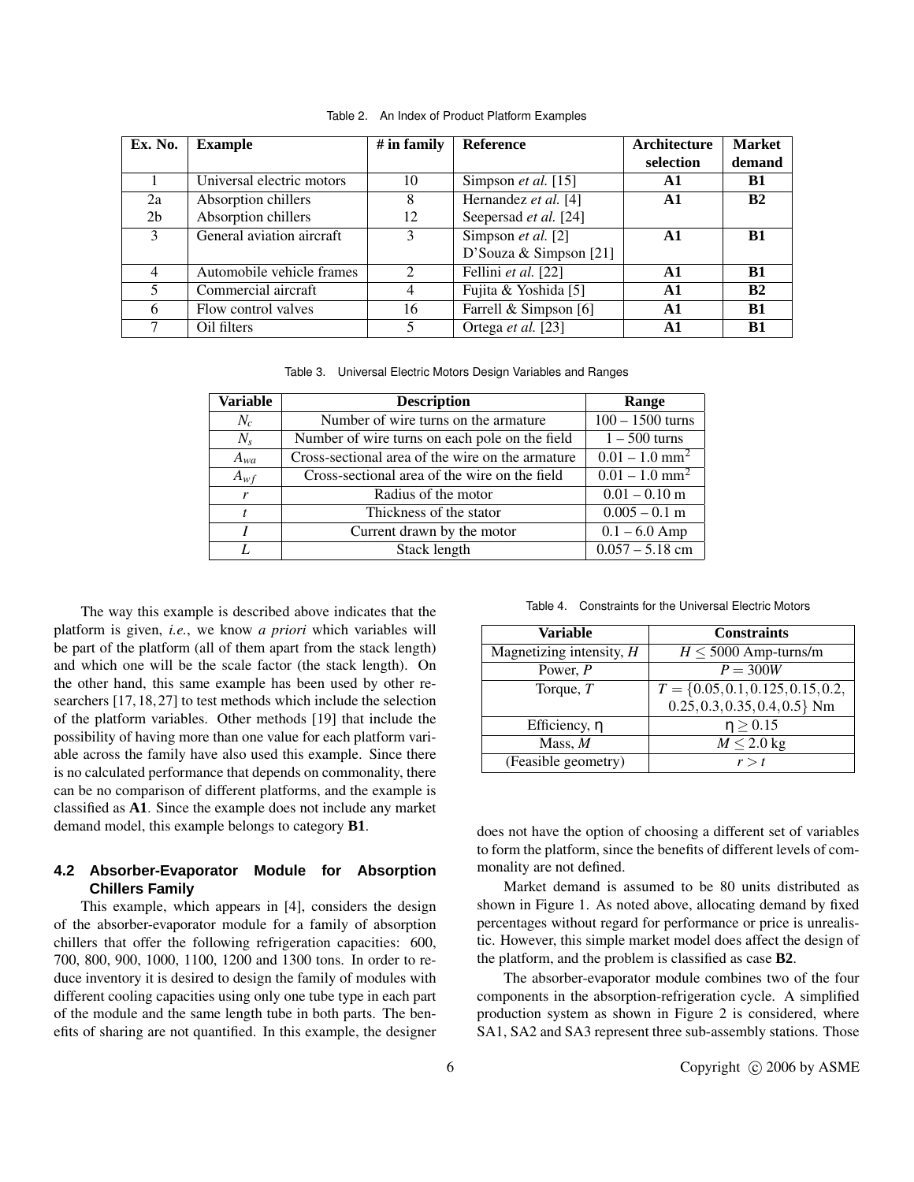Table 2. An Index of Product Platform Examples

| Ex. No. | Example | # in family | Reference | Architecture selection | Market demand |
|---|---|---|---|---|---|
| 1 | Universal electric motors | 10 | Simpson *et al.* [15] | **A1** | **B1** |
| 2a | Absorption chillers | 8 | Hernandez *et al.* [4] | **A1** | **B2** |
| 2b | Absorption chillers | 12 | Seepersad *et al.* [24] | | |
| 3 | General aviation aircraft | 3 | Simpson *et al.* [2] D'Souza & Simpson [21] | **A1** | **B1** |
| 4 | Automobile vehicle frames | 2 | Fellini *et al.* [22] | **A1** | **B1** |
| 5 | Commercial aircraft | 4 | Fujita & Yoshida [5] | **A1** | **B2** |
| 6 | Flow control valves | 16 | Farrell & Simpson [6] | **A1** | **B1** |
| 7 | Oil filters | 5 | Ortega *et al.* [23] | **A1** | **B1** |

Table 3. Universal Electric Motors Design Variables and Ranges

| Variable | Description | Range |
|---|---|---|
| $N_c$ | Number of wire turns on the armature | 100 – 1500 turns |
| $N_s$ | Number of wire turns on each pole on the field | 1 – 500 turns |
| $A_{wa}$ | Cross-sectional area of the wire on the armature | 0.01 – 1.0 mm$^2$ |
| $A_{wf}$ | Cross-sectional area of the wire on the field | 0.01 – 1.0 mm$^2$ |
| $r$ | Radius of the motor | 0.01 – 0.10 m |
| $t$ | Thickness of the stator | 0.005 – 0.1 m |
| $I$ | Current drawn by the motor | 0.1 – 6.0 Amp |
| $L$ | Stack length | 0.057 – 5.18 cm |

The way this example is described above indicates that the platform is given, *i.e.*, we know *a priori* which variables will be part of the platform (all of them apart from the stack length) and which one will be the scale factor (the stack length). On the other hand, this same example has been used by other researchers [17, 18, 27] to test methods which include the selection of the platform variables. Other methods [19] that include the possibility of having more than one value for each platform variable across the family have also used this example. Since there is no calculated performance that depends on commonality, there can be no comparison of different platforms, and the example is classified as **A1**. Since the example does not include any market demand model, this example belongs to category **B1**.

Table 4. Constraints for the Universal Electric Motors

| Variable | Constraints |
|---|---|
| Magnetizing intensity, $H$ | $H \leq 5000$ Amp-turns/m |
| Power, $P$ | $P = 300W$ |
| Torque, $T$ | $T = \{0.05, 0.1, 0.125, 0.15, 0.2, 0.25, 0.3, 0.35, 0.4, 0.5\}$ Nm |
| Efficiency, $\eta$ | $\eta \geq 0.15$ |
| Mass, $M$ | $M \leq 2.0$ kg |
| (Feasible geometry) | $r > t$ |

### 4.2 Absorber-Evaporator Module for Absorption Chillers Family

This example, which appears in [4], considers the design of the absorber-evaporator module for a family of absorption chillers that offer the following refrigeration capacities: 600, 700, 800, 900, 1000, 1100, 1200 and 1300 tons. In order to reduce inventory it is desired to design the family of modules with different cooling capacities using only one tube type in each part of the module and the same length tube in both parts. The benefits of sharing are not quantified. In this example, the designer does not have the option of choosing a different set of variables to form the platform, since the benefits of different levels of commonality are not defined.

Market demand is assumed to be 80 units distributed as shown in Figure 1. As noted above, allocating demand by fixed percentages without regard for performance or price is unrealistic. However, this simple market model does affect the design of the platform, and the problem is classified as case **B2**.

The absorber-evaporator module combines two of the four components in the absorption-refrigeration cycle. A simplified production system as shown in Figure 2 is considered, where SA1, SA2 and SA3 represent three sub-assembly stations. Those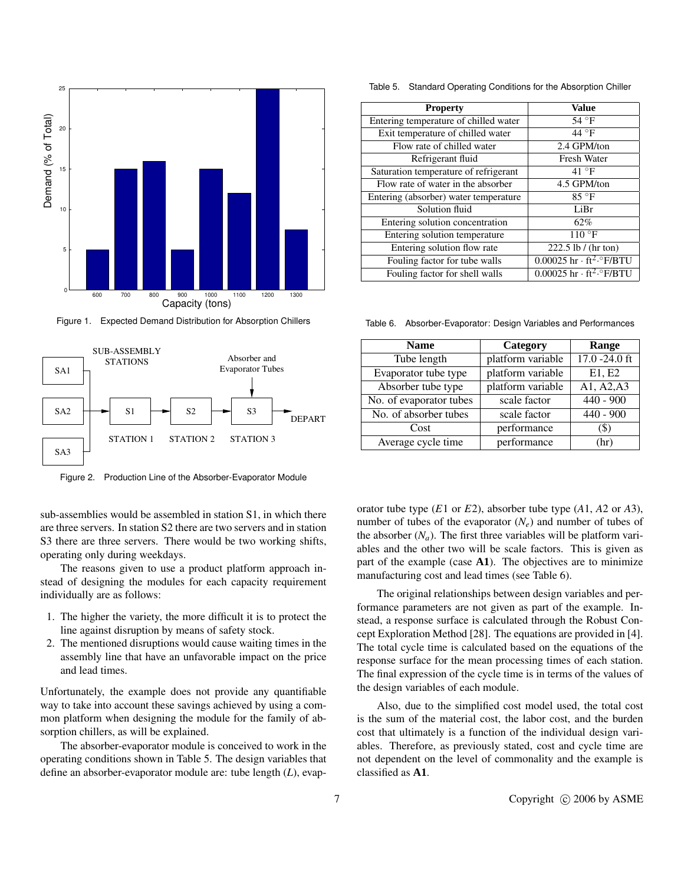Figure 1. Expected Demand Distribution for Absorption Chillers

Figure 2. Production Line of the Absorber-Evaporator Module

sub-assemblies would be assembled in station S1, in which there are three servers. In station S2 there are two servers and in station S3 there are three servers. There would be two working shifts, operating only during weekdays.

The reasons given to use a product platform approach instead of designing the modules for each capacity requirement individually are as follows:

1. The higher the variety, the more difficult it is to protect the line against disruption by means of safety stock.
2. The mentioned disruptions would cause waiting times in the assembly line that have an unfavorable impact on the price and lead times.

Unfortunately, the example does not provide any quantifiable way to take into account these savings achieved by using a common platform when designing the module for the family of absorption chillers, as will be explained.

The absorber-evaporator module is conceived to work in the operating conditions shown in Table 5. The design variables that define an absorber-evaporator module are: tube length ($L$), evaporator tube type ($E1$ or $E2$), absorber tube type ($A1$, $A2$ or $A3$), number of tubes of the evaporator ($N_e$) and number of tubes of the absorber ($N_a$). The first three variables will be platform variables and the other two will be scale factors. This is given as part of the example (case **A1**). The objectives are to minimize manufacturing cost and lead times (see Table 6).

Table 5. Standard Operating Conditions for the Absorption Chiller

| Property | Value |
|---|---|
| Entering temperature of chilled water | 54 °F |
| Exit temperature of chilled water | 44 °F |
| Flow rate of chilled water | 2.4 GPM/ton |
| Refrigerant fluid | Fresh Water |
| Saturation temperature of refrigerant | 41 °F |
| Flow rate of water in the absorber | 4.5 GPM/ton |
| Entering (absorber) water temperature | 85 °F |
| Solution fluid | LiBr |
| Entering solution concentration | 62% |
| Entering solution temperature | 110 °F |
| Entering solution flow rate | 222.5 lb / (hr ton) |
| Fouling factor for tube walls | 0.00025 hr · ft$^2$·°F/BTU |
| Fouling factor for shell walls | 0.00025 hr · ft$^2$·°F/BTU |

Table 6. Absorber-Evaporator: Design Variables and Performances

| Name | Category | Range |
|---|---|---|
| Tube length | platform variable | 17.0 -24.0 ft |
| Evaporator tube type | platform variable | E1, E2 |
| Absorber tube type | platform variable | A1, A2,A3 |
| No. of evaporator tubes | scale factor | 440 - 900 |
| No. of absorber tubes | scale factor | 440 - 900 |
| Cost | performance | ($) |
| Average cycle time | performance | (hr) |

The original relationships between design variables and performance parameters are not given as part of the example. Instead, a response surface is calculated through the Robust Concept Exploration Method [28]. The equations are provided in [4]. The total cycle time is calculated based on the equations of the response surface for the mean processing times of each station. The final expression of the cycle time is in terms of the values of the design variables of each module.

Also, due to the simplified cost model used, the total cost is the sum of the material cost, the labor cost, and the burden cost that ultimately is a function of the individual design variables. Therefore, as previously stated, cost and cycle time are not dependent on the level of commonality and the example is classified as **A1**.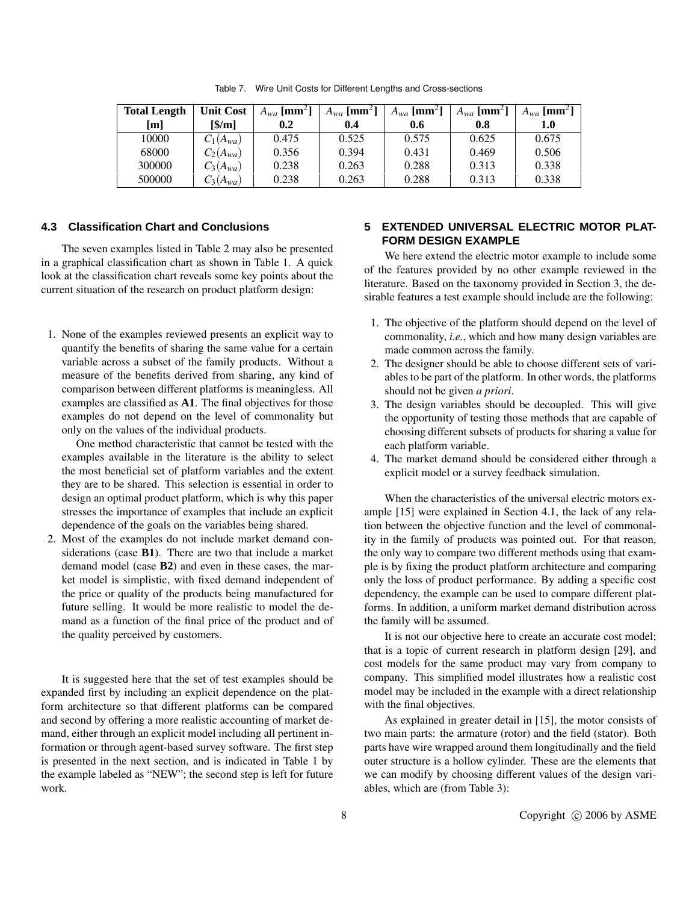Table 7. Wire Unit Costs for Different Lengths and Cross-sections

| **Total Length [m]** | **Unit Cost [\$/m]** | $A_{wa}$ **[mm$^2$] 0.2** | $A_{wa}$ **[mm$^2$] 0.4** | $A_{wa}$ **[mm$^2$] 0.6** | $A_{wa}$ **[mm$^2$] 0.8** | $A_{wa}$ **[mm$^2$] 1.0** |
|---|---|---|---|---|---|---|
| 10000 | $C_1(A_{wa})$ | 0.475 | 0.525 | 0.575 | 0.625 | 0.675 |
| 68000 | $C_2(A_{wa})$ | 0.356 | 0.394 | 0.431 | 0.469 | 0.506 |
| 300000 | $C_3(A_{wa})$ | 0.238 | 0.263 | 0.288 | 0.313 | 0.338 |
| 500000 | $C_3(A_{wa})$ | 0.238 | 0.263 | 0.288 | 0.313 | 0.338 |

### 4.3 Classification Chart and Conclusions

The seven examples listed in Table 2 may also be presented in a graphical classification chart as shown in Table 1. A quick look at the classification chart reveals some key points about the current situation of the research on product platform design:

1. None of the examples reviewed presents an explicit way to quantify the benefits of sharing the same value for a certain variable across a subset of the family products. Without a measure of the benefits derived from sharing, any kind of comparison between different platforms is meaningless. All examples are classified as **A1**. The final objectives for those examples do not depend on the level of commonality but only on the values of the individual products.

   One method characteristic that cannot be tested with the examples available in the literature is the ability to select the most beneficial set of platform variables and the extent they are to be shared. This selection is essential in order to design an optimal product platform, which is why this paper stresses the importance of examples that include an explicit dependence of the goals on the variables being shared.
2. Most of the examples do not include market demand considerations (case **B1**). There are two that include a market demand model (case **B2**) and even in these cases, the market model is simplistic, with fixed demand independent of the price or quality of the products being manufactured for future selling. It would be more realistic to model the demand as a function of the final price of the product and of the quality perceived by customers.

It is suggested here that the set of test examples should be expanded first by including an explicit dependence on the platform architecture so that different platforms can be compared and second by offering a more realistic accounting of market demand, either through an explicit model including all pertinent information or through agent-based survey software. The first step is presented in the next section, and is indicated in Table 1 by the example labeled as "NEW"; the second step is left for future work.

## 5 EXTENDED UNIVERSAL ELECTRIC MOTOR PLATFORM DESIGN EXAMPLE

We here extend the electric motor example to include some of the features provided by no other example reviewed in the literature. Based on the taxonomy provided in Section 3, the desirable features a test example should include are the following:

1. The objective of the platform should depend on the level of commonality, *i.e.*, which and how many design variables are made common across the family.
2. The designer should be able to choose different sets of variables to be part of the platform. In other words, the platforms should not be given *a priori*.
3. The design variables should be decoupled. This will give the opportunity of testing those methods that are capable of choosing different subsets of products for sharing a value for each platform variable.
4. The market demand should be considered either through a explicit model or a survey feedback simulation.

When the characteristics of the universal electric motors example [15] were explained in Section 4.1, the lack of any relation between the objective function and the level of commonality in the family of products was pointed out. For that reason, the only way to compare two different methods using that example is by fixing the product platform architecture and comparing only the loss of product performance. By adding a specific cost dependency, the example can be used to compare different platforms. In addition, a uniform market demand distribution across the family will be assumed.

It is not our objective here to create an accurate cost model; that is a topic of current research in platform design [29], and cost models for the same product may vary from company to company. This simplified model illustrates how a realistic cost model may be included in the example with a direct relationship with the final objectives.

As explained in greater detail in [15], the motor consists of two main parts: the armature (rotor) and the field (stator). Both parts have wire wrapped around them longitudinally and the field outer structure is a hollow cylinder. These are the elements that we can modify by choosing different values of the design variables, which are (from Table 3):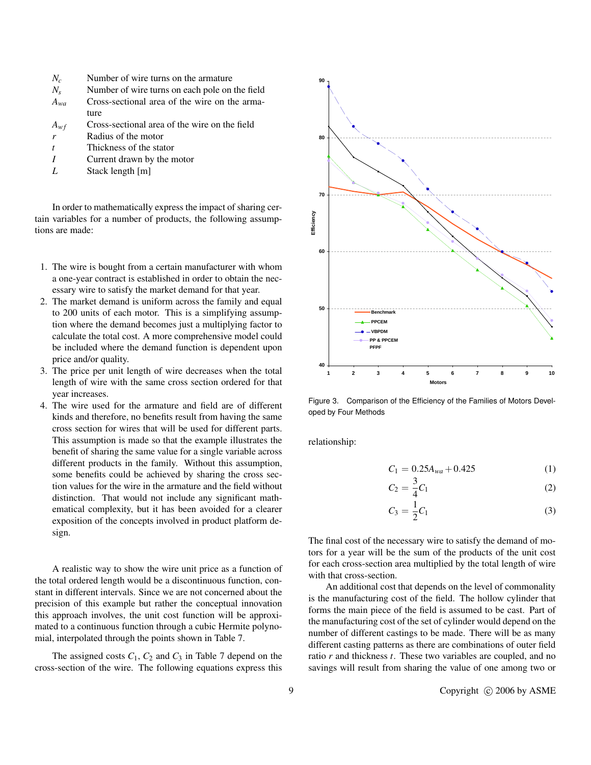| | |
|---|---|
| $N_c$ | Number of wire turns on the armature |
| $N_s$ | Number of wire turns on each pole on the field |
| $A_{wa}$ | Cross-sectional area of the wire on the armature |
| $A_{wf}$ | Cross-sectional area of the wire on the field |
| $r$ | Radius of the motor |
| $t$ | Thickness of the stator |
| $I$ | Current drawn by the motor |
| $L$ | Stack length [m] |

In order to mathematically express the impact of sharing certain variables for a number of products, the following assumptions are made:

1. The wire is bought from a certain manufacturer with whom a one-year contract is established in order to obtain the necessary wire to satisfy the market demand for that year.
2. The market demand is uniform across the family and equal to 200 units of each motor. This is a simplifying assumption where the demand becomes just a multiplying factor to calculate the total cost. A more comprehensive model could be included where the demand function is dependent upon price and/or quality.
3. The price per unit length of wire decreases when the total length of wire with the same cross section ordered for that year increases.
4. The wire used for the armature and field are of different kinds and therefore, no benefits result from having the same cross section for wires that will be used for different parts. This assumption is made so that the example illustrates the benefit of sharing the same value for a single variable across different products in the family. Without this assumption, some benefits could be achieved by sharing the cross section values for the wire in the armature and the field without distinction. That would not include any significant mathematical complexity, but it has been avoided for a clearer exposition of the concepts involved in product platform design.

A realistic way to show the wire unit price as a function of the total ordered length would be a discontinuous function, constant in different intervals. Since we are not concerned about the precision of this example but rather the conceptual innovation this approach involves, the unit cost function will be approximated to a continuous function through a cubic Hermite polynomial, interpolated through the points shown in Table 7.

The assigned costs $C_1$, $C_2$ and $C_3$ in Table 7 depend on the cross-section of the wire. The following equations express this relationship:

Figure 3. Comparison of the Efficiency of the Families of Motors Developed by Four Methods

$$C_1 = 0.25A_{wa} + 0.425 \tag{1}$$

$$C_2 = \frac{3}{4}C_1 \tag{2}$$

$$C_3 = \frac{1}{2}C_1 \tag{3}$$

The final cost of the necessary wire to satisfy the demand of motors for a year will be the sum of the products of the unit cost for each cross-section area multiplied by the total length of wire with that cross-section.

An additional cost that depends on the level of commonality is the manufacturing cost of the field. The hollow cylinder that forms the main piece of the field is assumed to be cast. Part of the manufacturing cost of the set of cylinder would depend on the number of different castings to be made. There will be as many different casting patterns as there are combinations of outer field ratio $r$ and thickness $t$. These two variables are coupled, and no savings will result from sharing the value of one among two or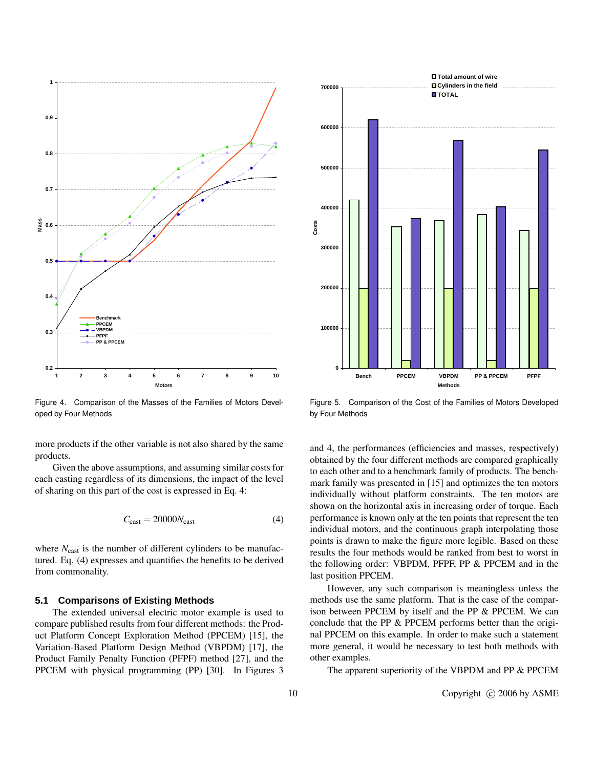Figure 4. Comparison of the Masses of the Families of Motors Developed by Four Methods

Figure 5. Comparison of the Cost of the Families of Motors Developed by Four Methods

more products if the other variable is not also shared by the same products.

Given the above assumptions, and assuming similar costs for each casting regardless of its dimensions, the impact of the level of sharing on this part of the cost is expressed in Eq. 4:

$$C_{\text{cast}} = 20000 N_{\text{cast}} \tag{4}$$

where $N_{\text{cast}}$ is the number of different cylinders to be manufactured. Eq. (4) expresses and quantifies the benefits to be derived from commonality.

### 5.1 Comparisons of Existing Methods

The extended universal electric motor example is used to compare published results from four different methods: the Product Platform Concept Exploration Method (PPCEM) [15], the Variation-Based Platform Design Method (VBPDM) [17], the Product Family Penalty Function (PFPF) method [27], and the PPCEM with physical programming (PP) [30]. In Figures 3 and 4, the performances (efficiencies and masses, respectively) obtained by the four different methods are compared graphically to each other and to a benchmark family of products. The benchmark family was presented in [15] and optimizes the ten motors individually without platform constraints. The ten motors are shown on the horizontal axis in increasing order of torque. Each performance is known only at the ten points that represent the ten individual motors, and the continuous graph interpolating those points is drawn to make the figure more legible. Based on these results the four methods would be ranked from best to worst in the following order: VBPDM, PFPF, PP & PPCEM and in the last position PPCEM.

However, any such comparison is meaningless unless the methods use the same platform. That is the case of the comparison between PPCEM by itself and the PP & PPCEM. We can conclude that the PP & PPCEM performs better than the original PPCEM on this example. In order to make such a statement more general, it would be necessary to test both methods with other examples.

The apparent superiority of the VBPDM and PP & PPCEM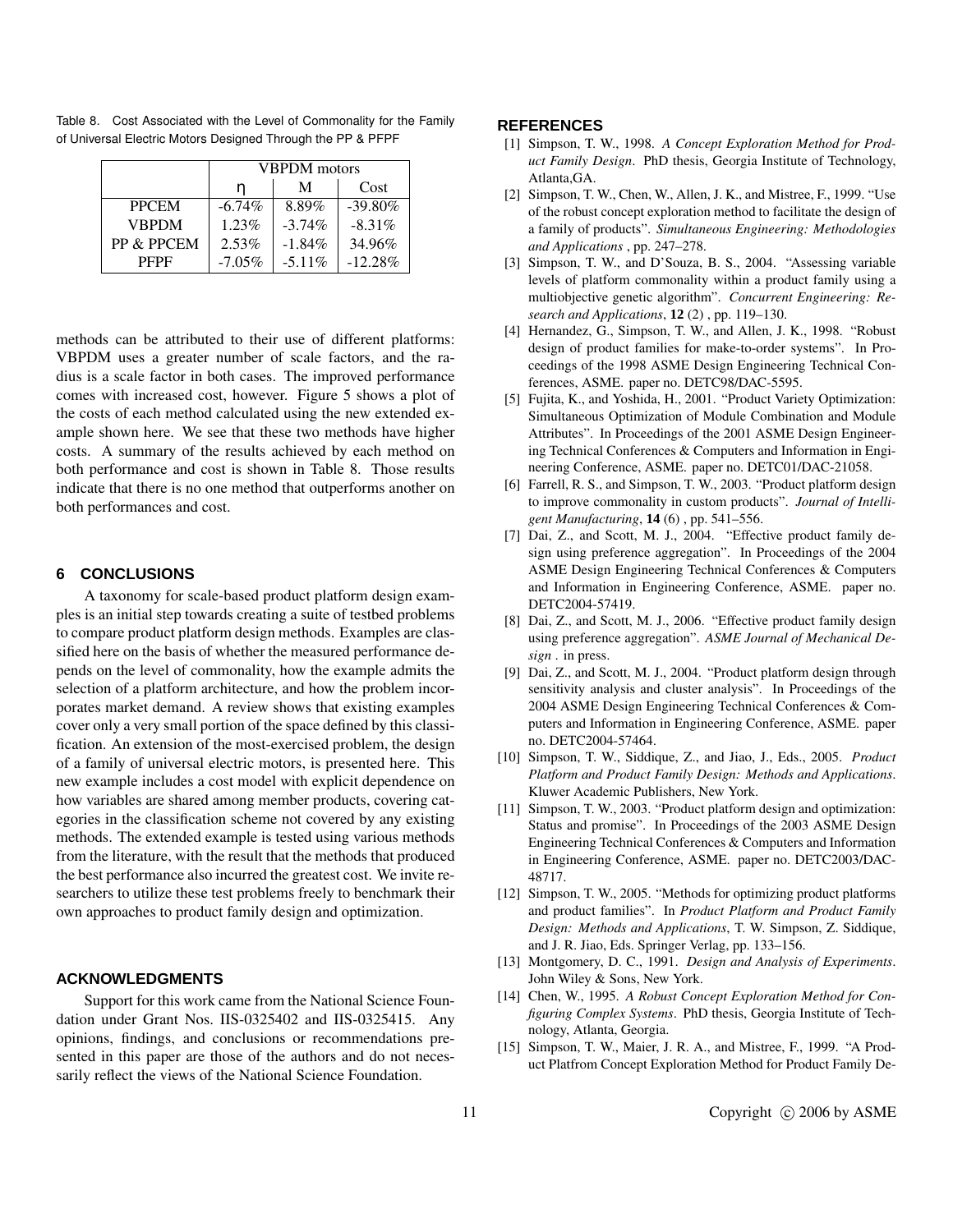Table 8. Cost Associated with the Level of Commonality for the Family of Universal Electric Motors Designed Through the PP & PFPF

| | VBPDM motors | | |
|---|---|---|---|
| | η | M | Cost |
| PPCEM | -6.74% | 8.89% | -39.80% |
| VBPDM | 1.23% | -3.74% | -8.31% |
| PP & PPCEM | 2.53% | -1.84% | 34.96% |
| PFPF | -7.05% | -5.11% | -12.28% |

methods can be attributed to their use of different platforms: VBPDM uses a greater number of scale factors, and the radius is a scale factor in both cases. The improved performance comes with increased cost, however. Figure 5 shows a plot of the costs of each method calculated using the new extended example shown here. We see that these two methods have higher costs. A summary of the results achieved by each method on both performance and cost is shown in Table 8. Those results indicate that there is no one method that outperforms another on both performances and cost.

## 6 CONCLUSIONS

A taxonomy for scale-based product platform design examples is an initial step towards creating a suite of testbed problems to compare product platform design methods. Examples are classified here on the basis of whether the measured performance depends on the level of commonality, how the example admits the selection of a platform architecture, and how the problem incorporates market demand. A review shows that existing examples cover only a very small portion of the space defined by this classification. An extension of the most-exercised problem, the design of a family of universal electric motors, is presented here. This new example includes a cost model with explicit dependence on how variables are shared among member products, covering categories in the classification scheme not covered by any existing methods. The extended example is tested using various methods from the literature, with the result that the methods that produced the best performance also incurred the greatest cost. We invite researchers to utilize these test problems freely to benchmark their own approaches to product family design and optimization.

## ACKNOWLEDGMENTS

Support for this work came from the National Science Foundation under Grant Nos. IIS-0325402 and IIS-0325415. Any opinions, findings, and conclusions or recommendations presented in this paper are those of the authors and do not necessarily reflect the views of the National Science Foundation.

## REFERENCES

[1] Simpson, T. W., 1998. *A Concept Exploration Method for Product Family Design*. PhD thesis, Georgia Institute of Technology, Atlanta,GA.

[2] Simpson, T. W., Chen, W., Allen, J. K., and Mistree, F., 1999. "Use of the robust concept exploration method to facilitate the design of a family of products". *Simultaneous Engineering: Methodologies and Applications* , pp. 247–278.

[3] Simpson, T. W., and D'Souza, B. S., 2004. "Assessing variable levels of platform commonality within a product family using a multiobjective genetic algorithm". *Concurrent Engineering: Research and Applications*, **12** (2) , pp. 119–130.

[4] Hernandez, G., Simpson, T. W., and Allen, J. K., 1998. "Robust design of product families for make-to-order systems". In Proceedings of the 1998 ASME Design Engineering Technical Conferences, ASME. paper no. DETC98/DAC-5595.

[5] Fujita, K., and Yoshida, H., 2001. "Product Variety Optimization: Simultaneous Optimization of Module Combination and Module Attributes". In Proceedings of the 2001 ASME Design Engineering Technical Conferences & Computers and Information in Engineering Conference, ASME. paper no. DETC01/DAC-21058.

[6] Farrell, R. S., and Simpson, T. W., 2003. "Product platform design to improve commonality in custom products". *Journal of Intelligent Manufacturing*, **14** (6) , pp. 541–556.

[7] Dai, Z., and Scott, M. J., 2004. "Effective product family design using preference aggregation". In Proceedings of the 2004 ASME Design Engineering Technical Conferences & Computers and Information in Engineering Conference, ASME. paper no. DETC2004-57419.

[8] Dai, Z., and Scott, M. J., 2006. "Effective product family design using preference aggregation". *ASME Journal of Mechanical Design* . in press.

[9] Dai, Z., and Scott, M. J., 2004. "Product platform design through sensitivity analysis and cluster analysis". In Proceedings of the 2004 ASME Design Engineering Technical Conferences & Computers and Information in Engineering Conference, ASME. paper no. DETC2004-57464.

[10] Simpson, T. W., Siddique, Z., and Jiao, J., Eds., 2005. *Product Platform and Product Family Design: Methods and Applications*. Kluwer Academic Publishers, New York.

[11] Simpson, T. W., 2003. "Product platform design and optimization: Status and promise". In Proceedings of the 2003 ASME Design Engineering Technical Conferences & Computers and Information in Engineering Conference, ASME. paper no. DETC2003/DAC-48717.

[12] Simpson, T. W., 2005. "Methods for optimizing product platforms and product families". In *Product Platform and Product Family Design: Methods and Applications*, T. W. Simpson, Z. Siddique, and J. R. Jiao, Eds. Springer Verlag, pp. 133–156.

[13] Montgomery, D. C., 1991. *Design and Analysis of Experiments*. John Wiley & Sons, New York.

[14] Chen, W., 1995. *A Robust Concept Exploration Method for Configuring Complex Systems*. PhD thesis, Georgia Institute of Technology, Atlanta, Georgia.

[15] Simpson, T. W., Maier, J. R. A., and Mistree, F., 1999. "A Product Platfrom Concept Exploration Method for Product Family De-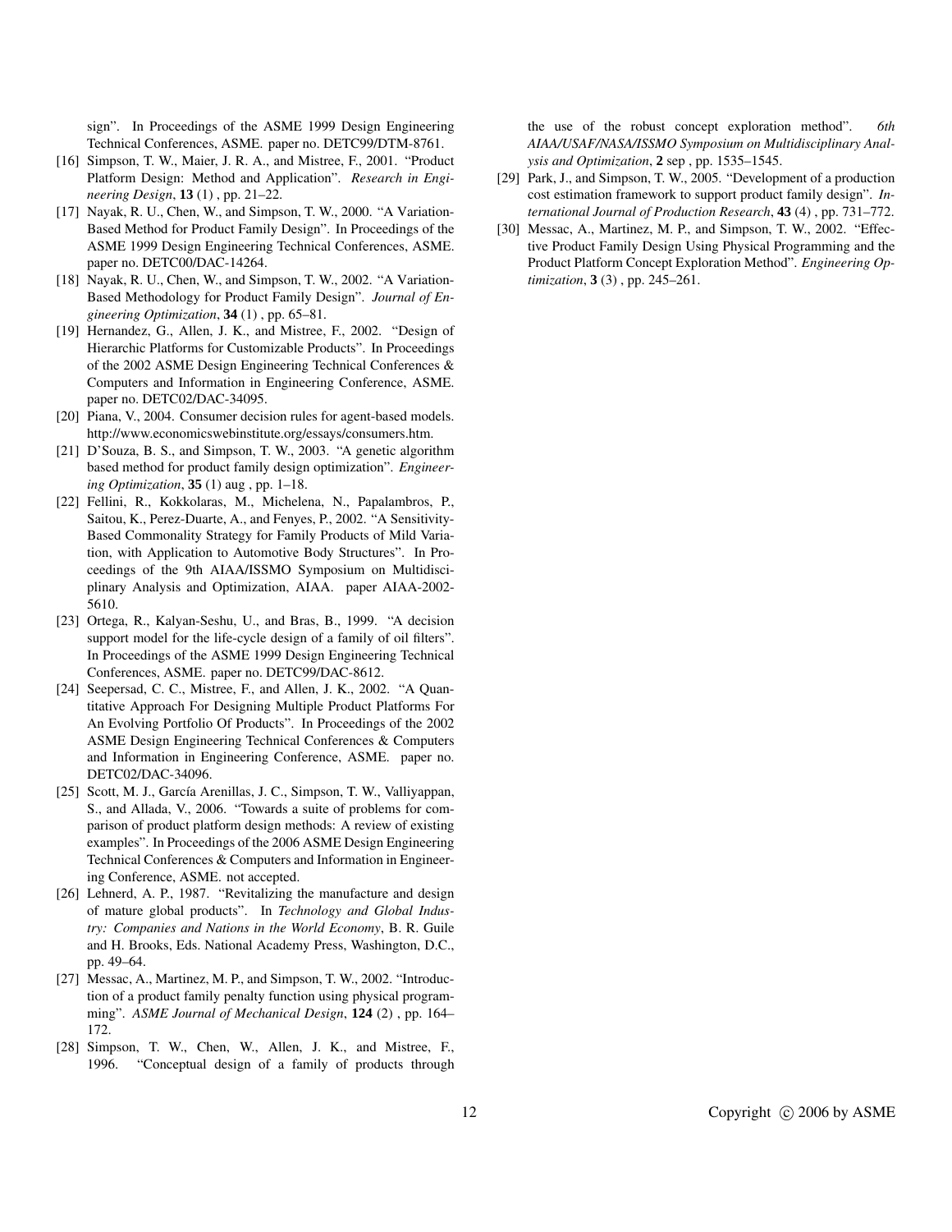sign". In Proceedings of the ASME 1999 Design Engineering Technical Conferences, ASME. paper no. DETC99/DTM-8761.

[16] Simpson, T. W., Maier, J. R. A., and Mistree, F., 2001. "Product Platform Design: Method and Application". *Research in Engineering Design*, **13** (1) , pp. 21–22.

[17] Nayak, R. U., Chen, W., and Simpson, T. W., 2000. "A Variation-Based Method for Product Family Design". In Proceedings of the ASME 1999 Design Engineering Technical Conferences, ASME. paper no. DETC00/DAC-14264.

[18] Nayak, R. U., Chen, W., and Simpson, T. W., 2002. "A Variation-Based Methodology for Product Family Design". *Journal of Engineering Optimization*, **34** (1) , pp. 65–81.

[19] Hernandez, G., Allen, J. K., and Mistree, F., 2002. "Design of Hierarchic Platforms for Customizable Products". In Proceedings of the 2002 ASME Design Engineering Technical Conferences & Computers and Information in Engineering Conference, ASME. paper no. DETC02/DAC-34095.

[20] Piana, V., 2004. Consumer decision rules for agent-based models. http://www.economicswebinstitute.org/essays/consumers.htm.

[21] D'Souza, B. S., and Simpson, T. W., 2003. "A genetic algorithm based method for product family design optimization". *Engineering Optimization*, **35** (1) aug , pp. 1–18.

[22] Fellini, R., Kokkolaras, M., Michelena, N., Papalambros, P., Saitou, K., Perez-Duarte, A., and Fenyes, P., 2002. "A Sensitivity-Based Commonality Strategy for Family Products of Mild Variation, with Application to Automotive Body Structures". In Proceedings of the 9th AIAA/ISSMO Symposium on Multidisciplinary Analysis and Optimization, AIAA. paper AIAA-2002-5610.

[23] Ortega, R., Kalyan-Seshu, U., and Bras, B., 1999. "A decision support model for the life-cycle design of a family of oil filters". In Proceedings of the ASME 1999 Design Engineering Technical Conferences, ASME. paper no. DETC99/DAC-8612.

[24] Seepersad, C. C., Mistree, F., and Allen, J. K., 2002. "A Quantitative Approach For Designing Multiple Product Platforms For An Evolving Portfolio Of Products". In Proceedings of the 2002 ASME Design Engineering Technical Conferences & Computers and Information in Engineering Conference, ASME. paper no. DETC02/DAC-34096.

[25] Scott, M. J., García Arenillas, J. C., Simpson, T. W., Valliyappan, S., and Allada, V., 2006. "Towards a suite of problems for comparison of product platform design methods: A review of existing examples". In Proceedings of the 2006 ASME Design Engineering Technical Conferences & Computers and Information in Engineering Conference, ASME. not accepted.

[26] Lehnerd, A. P., 1987. "Revitalizing the manufacture and design of mature global products". In *Technology and Global Industry: Companies and Nations in the World Economy*, B. R. Guile and H. Brooks, Eds. National Academy Press, Washington, D.C., pp. 49–64.

[27] Messac, A., Martinez, M. P., and Simpson, T. W., 2002. "Introduction of a product family penalty function using physical programming". *ASME Journal of Mechanical Design*, **124** (2) , pp. 164–172.

[28] Simpson, T. W., Chen, W., Allen, J. K., and Mistree, F., 1996. "Conceptual design of a family of products through the use of the robust concept exploration method". *6th AIAA/USAF/NASA/ISSMO Symposium on Multidisciplinary Analysis and Optimization*, **2** sep , pp. 1535–1545.

[29] Park, J., and Simpson, T. W., 2005. "Development of a production cost estimation framework to support product family design". *International Journal of Production Research*, **43** (4) , pp. 731–772.

[30] Messac, A., Martinez, M. P., and Simpson, T. W., 2002. "Effective Product Family Design Using Physical Programming and the Product Platform Concept Exploration Method". *Engineering Optimization*, **3** (3) , pp. 245–261.